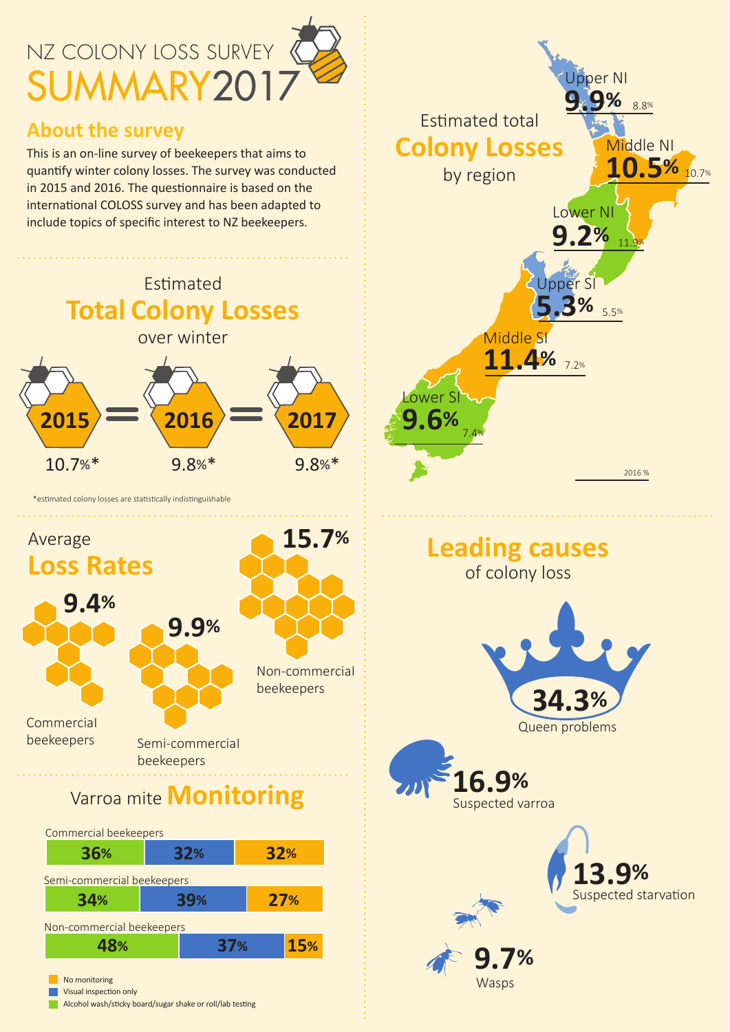# NZ COLONY LOSS SURVEY SUMMARY 2017

## About the survey

This is an on-line survey of beekeepers that aims to quantify winter colony losses. The survey was conducted in 2015 and 2016. The questionnaire is based on the international COLOSS survey and has been adapted to include topics of specific interest to NZ beekeepers.

## Estimated Total Colony Losses over winter

| 2015 | 2016 | 2017 |
|---|---|---|
| 10.7%* | 9.8%* | 9.8%* |

*estimated colony losses are statistically indistinguishable

## Average Loss Rates

- Commercial beekeepers: 9.4%
- Semi-commercial beekeepers: 9.9%
- Non-commercial beekeepers: 15.7%

## Varroa mite Monitoring

| | Alcohol wash/sticky board/sugar shake or roll/lab testing | Visual inspection only | No monitoring |
|---|---|---|---|
| Commercial beekeepers | 36% | 32% | 32% |
| Semi-commercial beekeepers | 34% | 39% | 27% |
| Non-commercial beekeepers | 48% | 37% | 15% |

## Estimated total Colony Losses by region

| Region | 2017 | 2016 % |
|---|---|---|
| Upper NI | 9.9% | 8.8% |
| Middle NI | 10.5% | 10.7% |
| Lower NI | 9.2% | 11.9% |
| Upper SI | 5.3% | 5.5% |
| Middle SI | 11.4% | 7.2% |
| Lower SI | 9.6% | 7.4% |

## Leading causes of colony loss

- 34.3% Queen problems
- 16.9% Suspected varroa
- 13.9% Suspected starvation
- 9.7% Wasps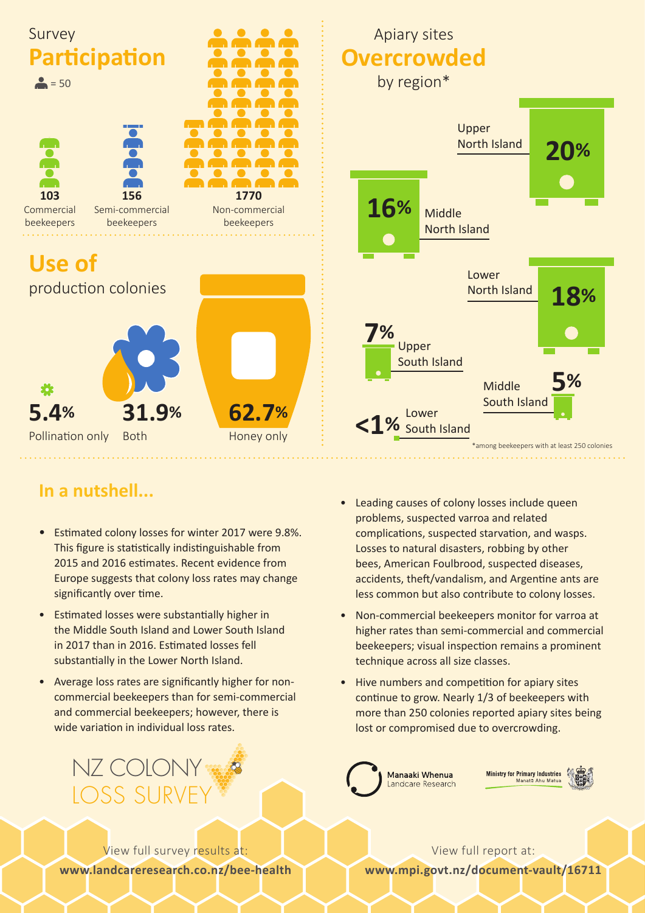## Survey **Participation**

= 50

103
Commercial beekeepers

156
Semi-commercial beekeepers

1770
Non-commercial beekeepers

## Apiary sites **Overcrowded** by region*

Upper North Island 20%

Middle North Island 16%

Lower North Island 18%

Upper South Island 7%

Middle South Island 5%

Lower South Island <1%

*among beekeepers with at least 250 colonies

## **Use of** production colonies

5.4%
Pollination only

31.9%
Both

62.7%
Honey only

## In a nutshell...

- Estimated colony losses for winter 2017 were 9.8%. This figure is statistically indistinguishable from 2015 and 2016 estimates. Recent evidence from Europe suggests that colony loss rates may change significantly over time.
- Estimated losses were substantially higher in the Middle South Island and Lower South Island in 2017 than in 2016. Estimated losses fell substantially in the Lower North Island.
- Average loss rates are significantly higher for non-commercial beekeepers than for semi-commercial and commercial beekeepers; however, there is wide variation in individual loss rates.
- Leading causes of colony losses include queen problems, suspected varroa and related complications, suspected starvation, and wasps. Losses to natural disasters, robbing by other bees, American Foulbrood, suspected diseases, accidents, theft/vandalism, and Argentine ants are less common but also contribute to colony losses.
- Non-commercial beekeepers monitor for varroa at higher rates than semi-commercial and commercial beekeepers; visual inspection remains a prominent technique across all size classes.
- Hive numbers and competition for apiary sites continue to grow. Nearly 1/3 of beekeepers with more than 250 colonies reported apiary sites being lost or compromised due to overcrowding.

NZ COLONY LOSS SURVEY

Manaaki Whenua Landcare Research

Ministry for Primary Industries Manatū Ahu Matua

View full survey results at:
**www.landcareresearch.co.nz/bee-health**

View full report at:
**www.mpi.govt.nz/document-vault/16711**